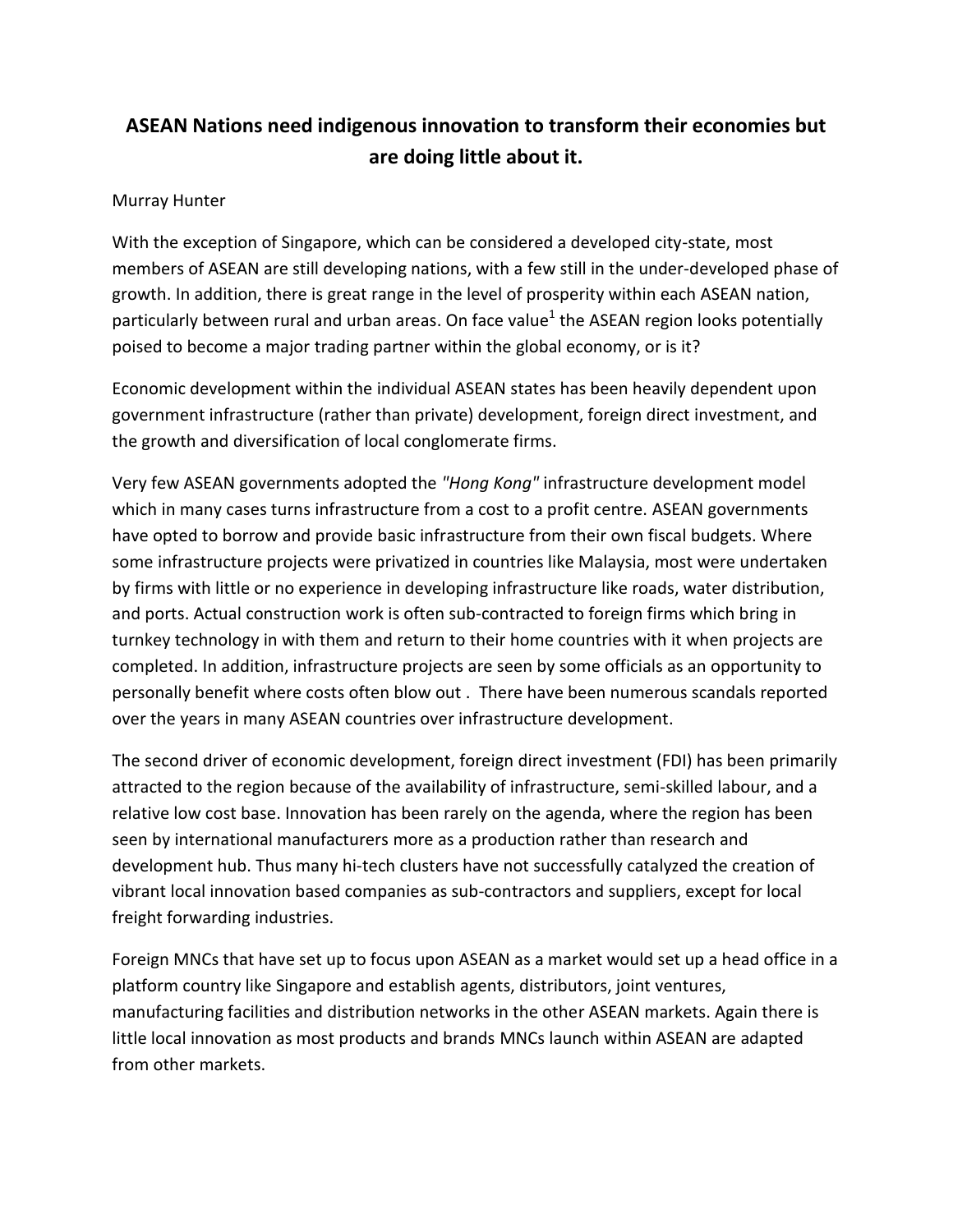# ASEAN Nations need indigenous innovation to transform their economies but are doing little about it.

Murray Hunter

With the exception of Singapore, which can be considered a developed city-state, most members of ASEAN are still developing nations, with a few still in the under-developed phase of growth. In addition, there is great range in the level of prosperity within each ASEAN nation, particularly between rural and urban areas. On face value[1] the ASEAN region looks potentially poised to become a major trading partner within the global economy, or is it?

Economic development within the individual ASEAN states has been heavily dependent upon government infrastructure (rather than private) development, foreign direct investment, and the growth and diversification of local conglomerate firms.

Very few ASEAN governments adopted the *"Hong Kong"* infrastructure development model which in many cases turns infrastructure from a cost to a profit centre. ASEAN governments have opted to borrow and provide basic infrastructure from their own fiscal budgets. Where some infrastructure projects were privatized in countries like Malaysia, most were undertaken by firms with little or no experience in developing infrastructure like roads, water distribution, and ports. Actual construction work is often sub-contracted to foreign firms which bring in turnkey technology in with them and return to their home countries with it when projects are completed. In addition, infrastructure projects are seen by some officials as an opportunity to personally benefit where costs often blow out . There have been numerous scandals reported over the years in many ASEAN countries over infrastructure development.

The second driver of economic development, foreign direct investment (FDI) has been primarily attracted to the region because of the availability of infrastructure, semi-skilled labour, and a relative low cost base. Innovation has been rarely on the agenda, where the region has been seen by international manufacturers more as a production rather than research and development hub. Thus many hi-tech clusters have not successfully catalyzed the creation of vibrant local innovation based companies as sub-contractors and suppliers, except for local freight forwarding industries.

Foreign MNCs that have set up to focus upon ASEAN as a market would set up a head office in a platform country like Singapore and establish agents, distributors, joint ventures, manufacturing facilities and distribution networks in the other ASEAN markets. Again there is little local innovation as most products and brands MNCs launch within ASEAN are adapted from other markets.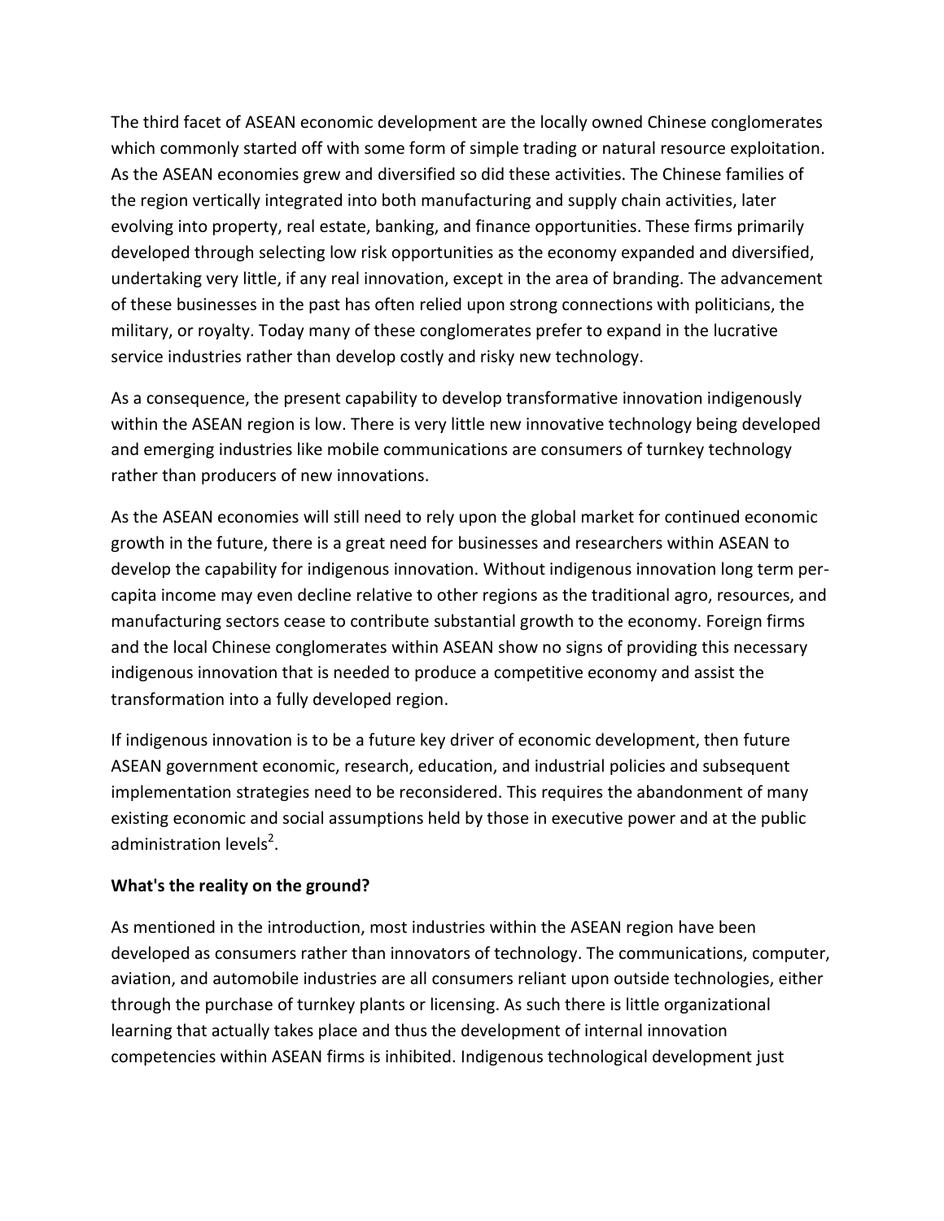The third facet of ASEAN economic development are the locally owned Chinese conglomerates which commonly started off with some form of simple trading or natural resource exploitation. As the ASEAN economies grew and diversified so did these activities. The Chinese families of the region vertically integrated into both manufacturing and supply chain activities, later evolving into property, real estate, banking, and finance opportunities. These firms primarily developed through selecting low risk opportunities as the economy expanded and diversified, undertaking very little, if any real innovation, except in the area of branding. The advancement of these businesses in the past has often relied upon strong connections with politicians, the military, or royalty. Today many of these conglomerates prefer to expand in the lucrative service industries rather than develop costly and risky new technology.

As a consequence, the present capability to develop transformative innovation indigenously within the ASEAN region is low. There is very little new innovative technology being developed and emerging industries like mobile communications are consumers of turnkey technology rather than producers of new innovations.

As the ASEAN economies will still need to rely upon the global market for continued economic growth in the future, there is a great need for businesses and researchers within ASEAN to develop the capability for indigenous innovation. Without indigenous innovation long term per-capita income may even decline relative to other regions as the traditional agro, resources, and manufacturing sectors cease to contribute substantial growth to the economy. Foreign firms and the local Chinese conglomerates within ASEAN show no signs of providing this necessary indigenous innovation that is needed to produce a competitive economy and assist the transformation into a fully developed region.

If indigenous innovation is to be a future key driver of economic development, then future ASEAN government economic, research, education, and industrial policies and subsequent implementation strategies need to be reconsidered. This requires the abandonment of many existing economic and social assumptions held by those in executive power and at the public administration levels[2].

**What's the reality on the ground?**

As mentioned in the introduction, most industries within the ASEAN region have been developed as consumers rather than innovators of technology. The communications, computer, aviation, and automobile industries are all consumers reliant upon outside technologies, either through the purchase of turnkey plants or licensing. As such there is little organizational learning that actually takes place and thus the development of internal innovation competencies within ASEAN firms is inhibited. Indigenous technological development just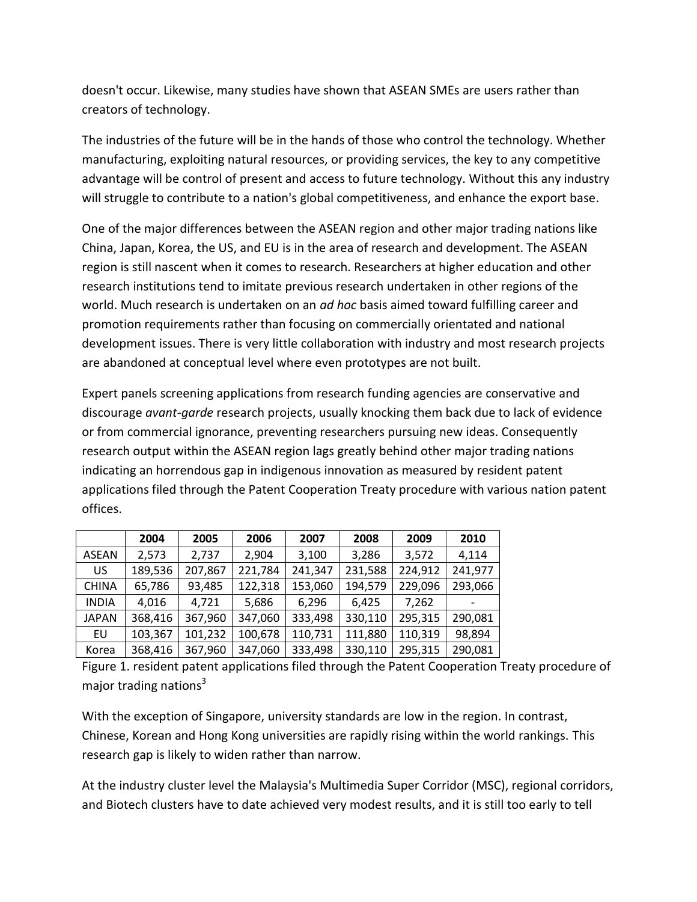doesn't occur. Likewise, many studies have shown that ASEAN SMEs are users rather than creators of technology.

The industries of the future will be in the hands of those who control the technology. Whether manufacturing, exploiting natural resources, or providing services, the key to any competitive advantage will be control of present and access to future technology. Without this any industry will struggle to contribute to a nation's global competitiveness, and enhance the export base.

One of the major differences between the ASEAN region and other major trading nations like China, Japan, Korea, the US, and EU is in the area of research and development. The ASEAN region is still nascent when it comes to research. Researchers at higher education and other research institutions tend to imitate previous research undertaken in other regions of the world. Much research is undertaken on an *ad hoc* basis aimed toward fulfilling career and promotion requirements rather than focusing on commercially orientated and national development issues. There is very little collaboration with industry and most research projects are abandoned at conceptual level where even prototypes are not built.

Expert panels screening applications from research funding agencies are conservative and discourage *avant-garde* research projects, usually knocking them back due to lack of evidence or from commercial ignorance, preventing researchers pursuing new ideas. Consequently research output within the ASEAN region lags greatly behind other major trading nations indicating an horrendous gap in indigenous innovation as measured by resident patent applications filed through the Patent Cooperation Treaty procedure with various nation patent offices.

| | 2004 | 2005 | 2006 | 2007 | 2008 | 2009 | 2010 |
|---|---|---|---|---|---|---|---|
| ASEAN | 2,573 | 2,737 | 2,904 | 3,100 | 3,286 | 3,572 | 4,114 |
| US | 189,536 | 207,867 | 221,784 | 241,347 | 231,588 | 224,912 | 241,977 |
| CHINA | 65,786 | 93,485 | 122,318 | 153,060 | 194,579 | 229,096 | 293,066 |
| INDIA | 4,016 | 4,721 | 5,686 | 6,296 | 6,425 | 7,262 | - |
| JAPAN | 368,416 | 367,960 | 347,060 | 333,498 | 330,110 | 295,315 | 290,081 |
| EU | 103,367 | 101,232 | 100,678 | 110,731 | 111,880 | 110,319 | 98,894 |
| Korea | 368,416 | 367,960 | 347,060 | 333,498 | 330,110 | 295,315 | 290,081 |

Figure 1. resident patent applications filed through the Patent Cooperation Treaty procedure of major trading nations[3]

With the exception of Singapore, university standards are low in the region. In contrast, Chinese, Korean and Hong Kong universities are rapidly rising within the world rankings. This research gap is likely to widen rather than narrow.

At the industry cluster level the Malaysia's Multimedia Super Corridor (MSC), regional corridors, and Biotech clusters have to date achieved very modest results, and it is still too early to tell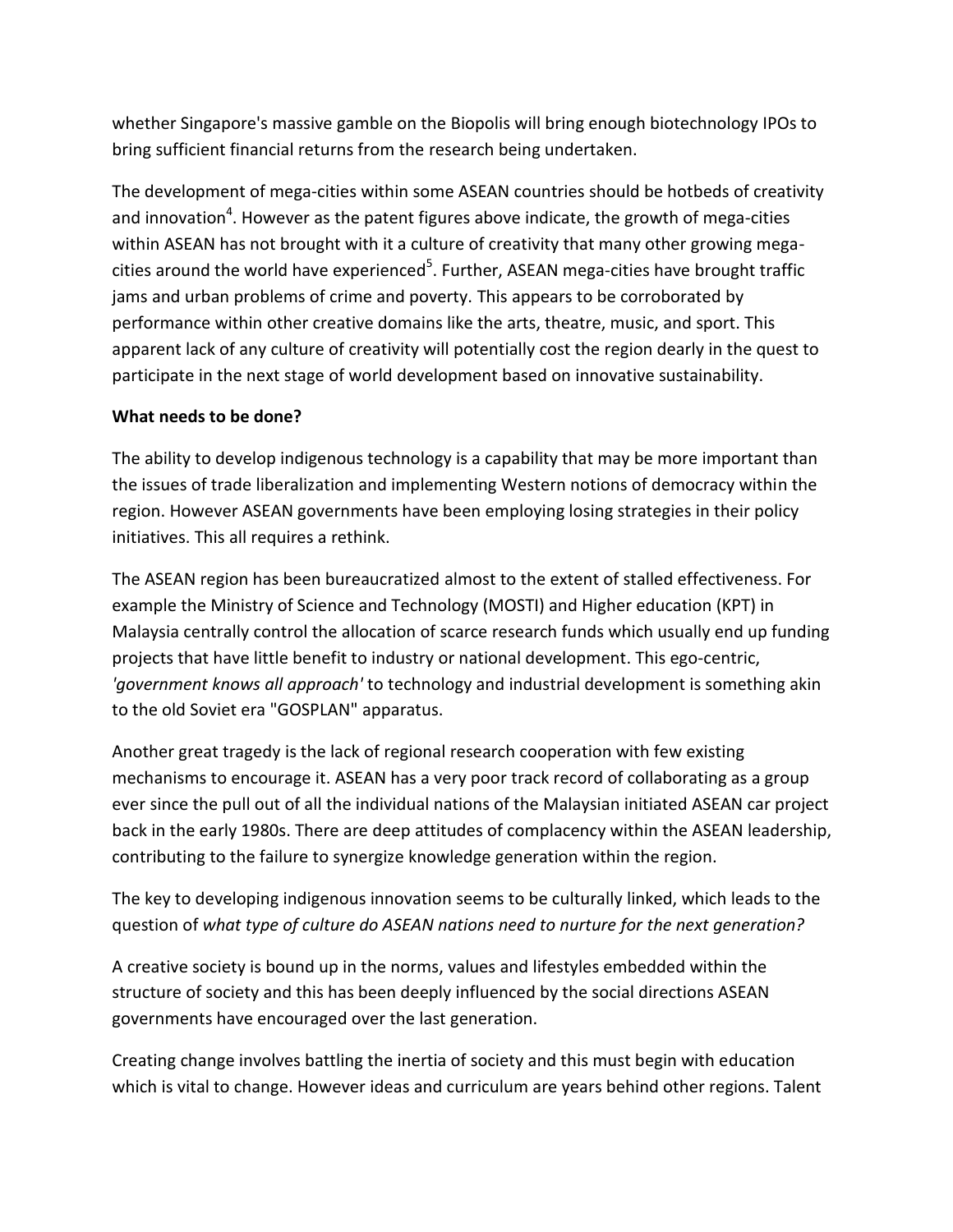whether Singapore's massive gamble on the Biopolis will bring enough biotechnology IPOs to bring sufficient financial returns from the research being undertaken.

The development of mega-cities within some ASEAN countries should be hotbeds of creativity and innovation[4]. However as the patent figures above indicate, the growth of mega-cities within ASEAN has not brought with it a culture of creativity that many other growing mega-cities around the world have experienced[5]. Further, ASEAN mega-cities have brought traffic jams and urban problems of crime and poverty. This appears to be corroborated by performance within other creative domains like the arts, theatre, music, and sport. This apparent lack of any culture of creativity will potentially cost the region dearly in the quest to participate in the next stage of world development based on innovative sustainability.

**What needs to be done?**

The ability to develop indigenous technology is a capability that may be more important than the issues of trade liberalization and implementing Western notions of democracy within the region. However ASEAN governments have been employing losing strategies in their policy initiatives. This all requires a rethink.

The ASEAN region has been bureaucratized almost to the extent of stalled effectiveness. For example the Ministry of Science and Technology (MOSTI) and Higher education (KPT) in Malaysia centrally control the allocation of scarce research funds which usually end up funding projects that have little benefit to industry or national development. This ego-centric, *'government knows all approach'* to technology and industrial development is something akin to the old Soviet era "GOSPLAN" apparatus.

Another great tragedy is the lack of regional research cooperation with few existing mechanisms to encourage it. ASEAN has a very poor track record of collaborating as a group ever since the pull out of all the individual nations of the Malaysian initiated ASEAN car project back in the early 1980s. There are deep attitudes of complacency within the ASEAN leadership, contributing to the failure to synergize knowledge generation within the region.

The key to developing indigenous innovation seems to be culturally linked, which leads to the question of *what type of culture do ASEAN nations need to nurture for the next generation?*

A creative society is bound up in the norms, values and lifestyles embedded within the structure of society and this has been deeply influenced by the social directions ASEAN governments have encouraged over the last generation.

Creating change involves battling the inertia of society and this must begin with education which is vital to change. However ideas and curriculum are years behind other regions. Talent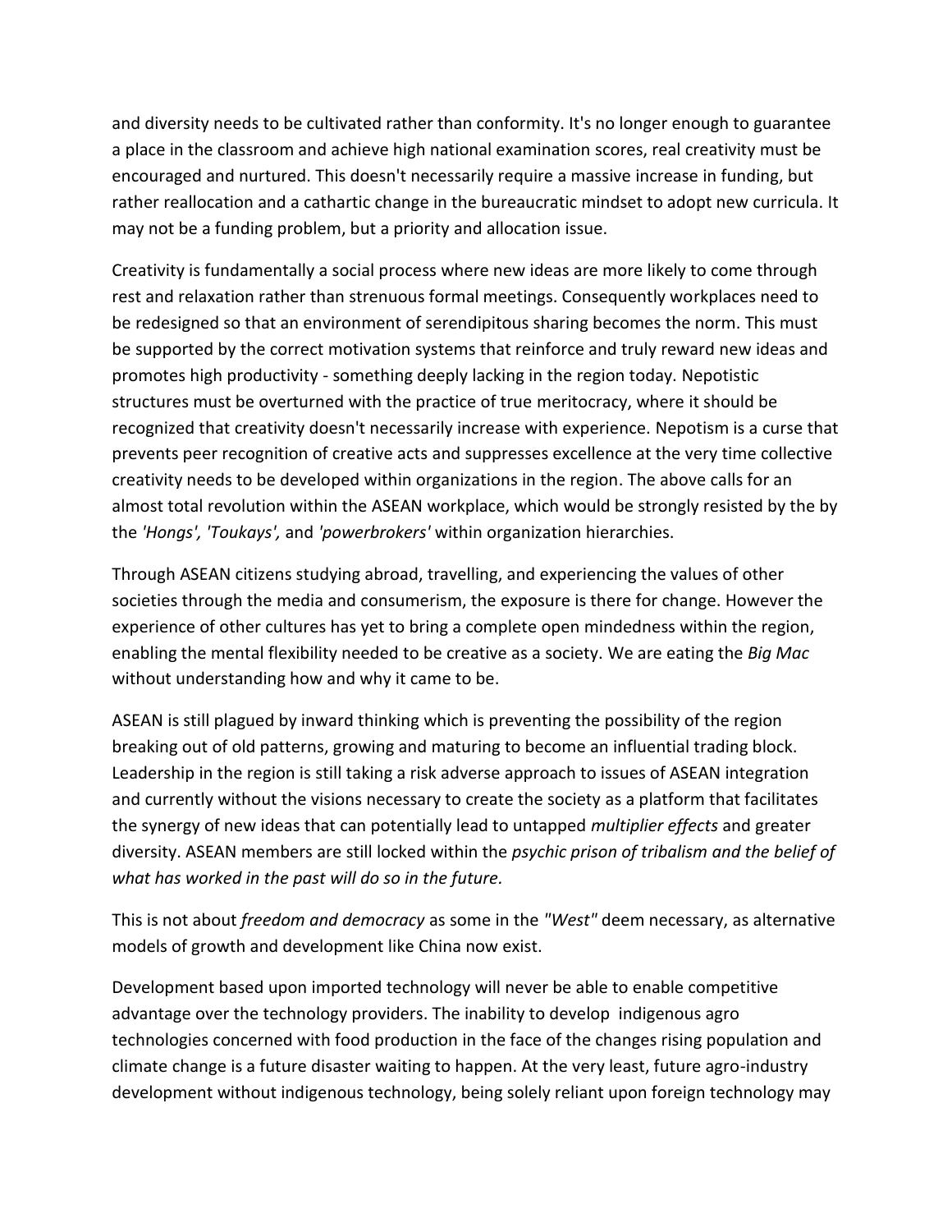and diversity needs to be cultivated rather than conformity. It's no longer enough to guarantee a place in the classroom and achieve high national examination scores, real creativity must be encouraged and nurtured. This doesn't necessarily require a massive increase in funding, but rather reallocation and a cathartic change in the bureaucratic mindset to adopt new curricula. It may not be a funding problem, but a priority and allocation issue.

Creativity is fundamentally a social process where new ideas are more likely to come through rest and relaxation rather than strenuous formal meetings. Consequently workplaces need to be redesigned so that an environment of serendipitous sharing becomes the norm. This must be supported by the correct motivation systems that reinforce and truly reward new ideas and promotes high productivity - something deeply lacking in the region today. Nepotistic structures must be overturned with the practice of true meritocracy, where it should be recognized that creativity doesn't necessarily increase with experience. Nepotism is a curse that prevents peer recognition of creative acts and suppresses excellence at the very time collective creativity needs to be developed within organizations in the region. The above calls for an almost total revolution within the ASEAN workplace, which would be strongly resisted by the by the *'Hongs', 'Toukays',* and *'powerbrokers'* within organization hierarchies.

Through ASEAN citizens studying abroad, travelling, and experiencing the values of other societies through the media and consumerism, the exposure is there for change. However the experience of other cultures has yet to bring a complete open mindedness within the region, enabling the mental flexibility needed to be creative as a society. We are eating the *Big Mac* without understanding how and why it came to be.

ASEAN is still plagued by inward thinking which is preventing the possibility of the region breaking out of old patterns, growing and maturing to become an influential trading block. Leadership in the region is still taking a risk adverse approach to issues of ASEAN integration and currently without the visions necessary to create the society as a platform that facilitates the synergy of new ideas that can potentially lead to untapped *multiplier effects* and greater diversity. ASEAN members are still locked within the *psychic prison of tribalism and the belief of what has worked in the past will do so in the future.*

This is not about *freedom and democracy* as some in the *"West"* deem necessary, as alternative models of growth and development like China now exist.

Development based upon imported technology will never be able to enable competitive advantage over the technology providers. The inability to develop indigenous agro technologies concerned with food production in the face of the changes rising population and climate change is a future disaster waiting to happen. At the very least, future agro-industry development without indigenous technology, being solely reliant upon foreign technology may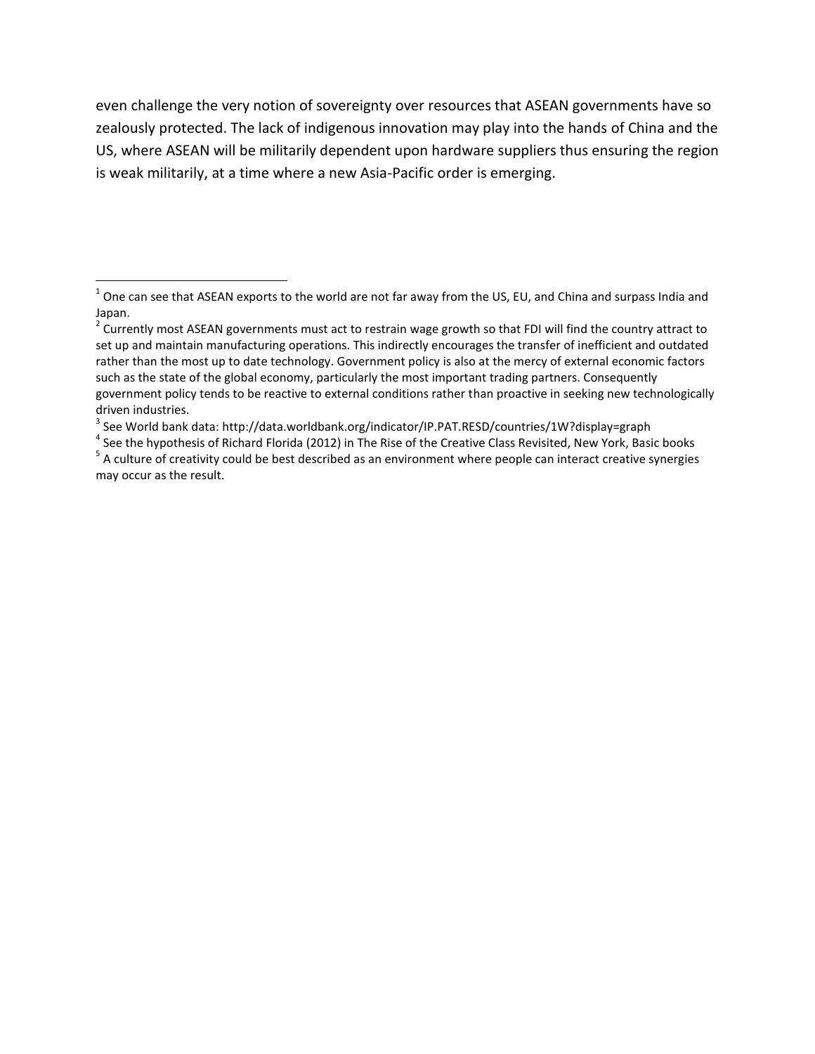even challenge the very notion of sovereignty over resources that ASEAN governments have so zealously protected. The lack of indigenous innovation may play into the hands of China and the US, where ASEAN will be militarily dependent upon hardware suppliers thus ensuring the region is weak militarily, at a time where a new Asia-Pacific order is emerging.

---

[1] One can see that ASEAN exports to the world are not far away from the US, EU, and China and surpass India and Japan.

[2] Currently most ASEAN governments must act to restrain wage growth so that FDI will find the country attract to set up and maintain manufacturing operations. This indirectly encourages the transfer of inefficient and outdated rather than the most up to date technology. Government policy is also at the mercy of external economic factors such as the state of the global economy, particularly the most important trading partners. Consequently government policy tends to be reactive to external conditions rather than proactive in seeking new technologically driven industries.

[3] See World bank data: http://data.worldbank.org/indicator/IP.PAT.RESD/countries/1W?display=graph

[4] See the hypothesis of Richard Florida (2012) in The Rise of the Creative Class Revisited, New York, Basic books

[5] A culture of creativity could be best described as an environment where people can interact creative synergies may occur as the result.